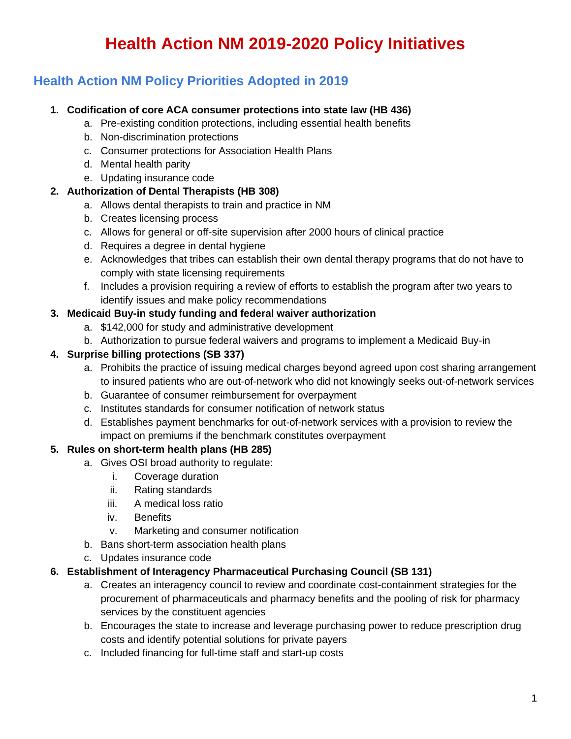# Health Action NM 2019-2020 Policy Initiatives

## Health Action NM Policy Priorities Adopted in 2019

1. **Codification of core ACA consumer protections into state law (HB 436)**
    a. Pre-existing condition protections, including essential health benefits
    b. Non-discrimination protections
    c. Consumer protections for Association Health Plans
    d. Mental health parity
    e. Updating insurance code
2. **Authorization of Dental Therapists (HB 308)**
    a. Allows dental therapists to train and practice in NM
    b. Creates licensing process
    c. Allows for general or off-site supervision after 2000 hours of clinical practice
    d. Requires a degree in dental hygiene
    e. Acknowledges that tribes can establish their own dental therapy programs that do not have to comply with state licensing requirements
    f. Includes a provision requiring a review of efforts to establish the program after two years to identify issues and make policy recommendations
3. **Medicaid Buy-in study funding and federal waiver authorization**
    a. $142,000 for study and administrative development
    b. Authorization to pursue federal waivers and programs to implement a Medicaid Buy-in
4. **Surprise billing protections (SB 337)**
    a. Prohibits the practice of issuing medical charges beyond agreed upon cost sharing arrangement to insured patients who are out-of-network who did not knowingly seeks out-of-network services
    b. Guarantee of consumer reimbursement for overpayment
    c. Institutes standards for consumer notification of network status
    d. Establishes payment benchmarks for out-of-network services with a provision to review the impact on premiums if the benchmark constitutes overpayment
5. **Rules on short-term health plans (HB 285)**
    a. Gives OSI broad authority to regulate:
        i. Coverage duration
        ii. Rating standards
        iii. A medical loss ratio
        iv. Benefits
        v. Marketing and consumer notification
    b. Bans short-term association health plans
    c. Updates insurance code
6. **Establishment of Interagency Pharmaceutical Purchasing Council (SB 131)**
    a. Creates an interagency council to review and coordinate cost-containment strategies for the procurement of pharmaceuticals and pharmacy benefits and the pooling of risk for pharmacy services by the constituent agencies
    b. Encourages the state to increase and leverage purchasing power to reduce prescription drug costs and identify potential solutions for private payers
    c. Included financing for full-time staff and start-up costs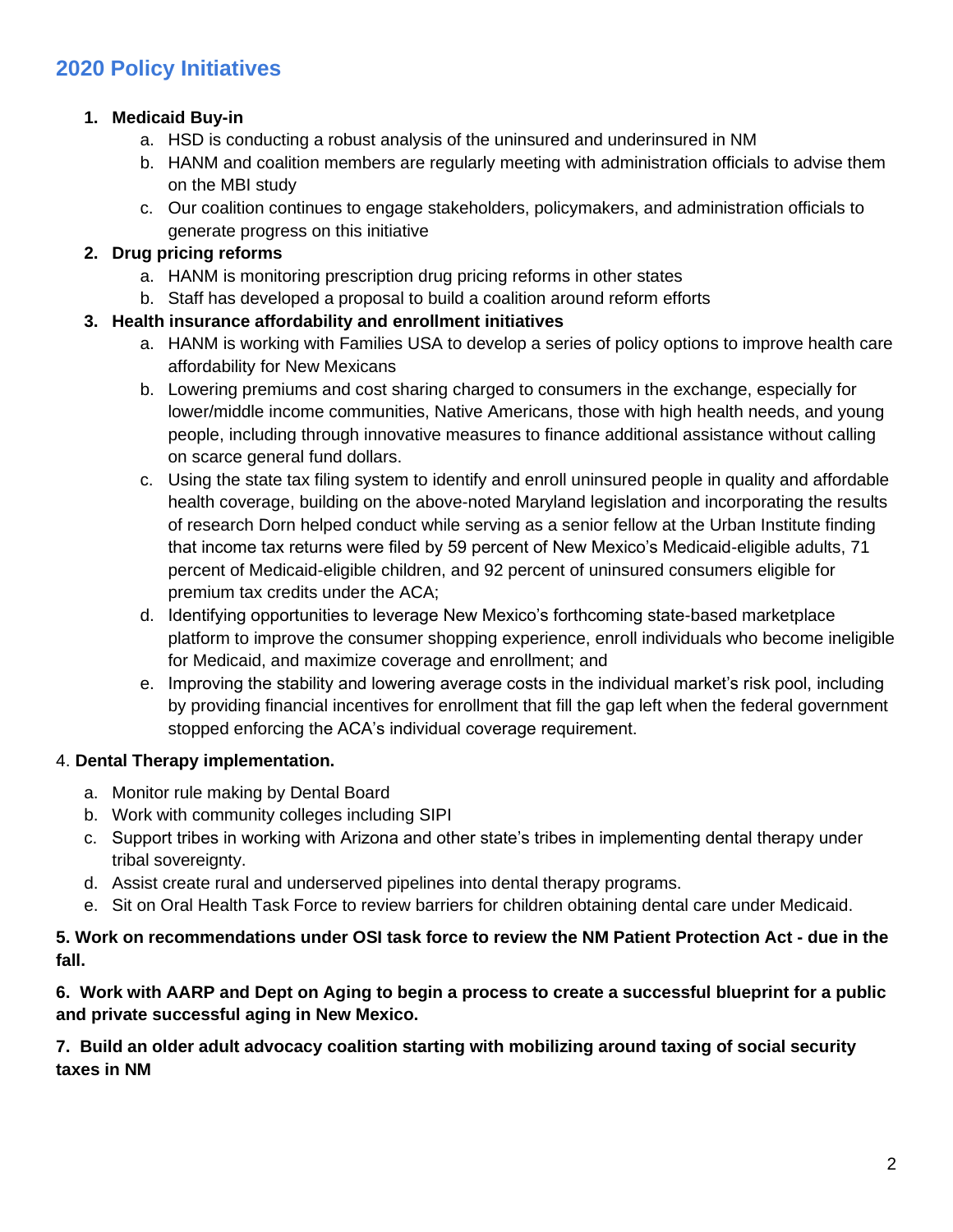## 2020 Policy Initiatives

1. **Medicaid Buy-in**
    a. HSD is conducting a robust analysis of the uninsured and underinsured in NM
    b. HANM and coalition members are regularly meeting with administration officials to advise them on the MBI study
    c. Our coalition continues to engage stakeholders, policymakers, and administration officials to generate progress on this initiative
2. **Drug pricing reforms**
    a. HANM is monitoring prescription drug pricing reforms in other states
    b. Staff has developed a proposal to build a coalition around reform efforts
3. **Health insurance affordability and enrollment initiatives**
    a. HANM is working with Families USA to develop a series of policy options to improve health care affordability for New Mexicans
    b. Lowering premiums and cost sharing charged to consumers in the exchange, especially for lower/middle income communities, Native Americans, those with high health needs, and young people, including through innovative measures to finance additional assistance without calling on scarce general fund dollars.
    c. Using the state tax filing system to identify and enroll uninsured people in quality and affordable health coverage, building on the above-noted Maryland legislation and incorporating the results of research Dorn helped conduct while serving as a senior fellow at the Urban Institute finding that income tax returns were filed by 59 percent of New Mexico's Medicaid-eligible adults, 71 percent of Medicaid-eligible children, and 92 percent of uninsured consumers eligible for premium tax credits under the ACA;
    d. Identifying opportunities to leverage New Mexico's forthcoming state-based marketplace platform to improve the consumer shopping experience, enroll individuals who become ineligible for Medicaid, and maximize coverage and enrollment; and
    e. Improving the stability and lowering average costs in the individual market's risk pool, including by providing financial incentives for enrollment that fill the gap left when the federal government stopped enforcing the ACA's individual coverage requirement.

4. **Dental Therapy implementation.**

    a. Monitor rule making by Dental Board
    b. Work with community colleges including SIPI
    c. Support tribes in working with Arizona and other state's tribes in implementing dental therapy under tribal sovereignty.
    d. Assist create rural and underserved pipelines into dental therapy programs.
    e. Sit on Oral Health Task Force to review barriers for children obtaining dental care under Medicaid.

**5. Work on recommendations under OSI task force to review the NM Patient Protection Act - due in the fall.**

**6. Work with AARP and Dept on Aging to begin a process to create a successful blueprint for a public and private successful aging in New Mexico.**

**7. Build an older adult advocacy coalition starting with mobilizing around taxing of social security taxes in NM**